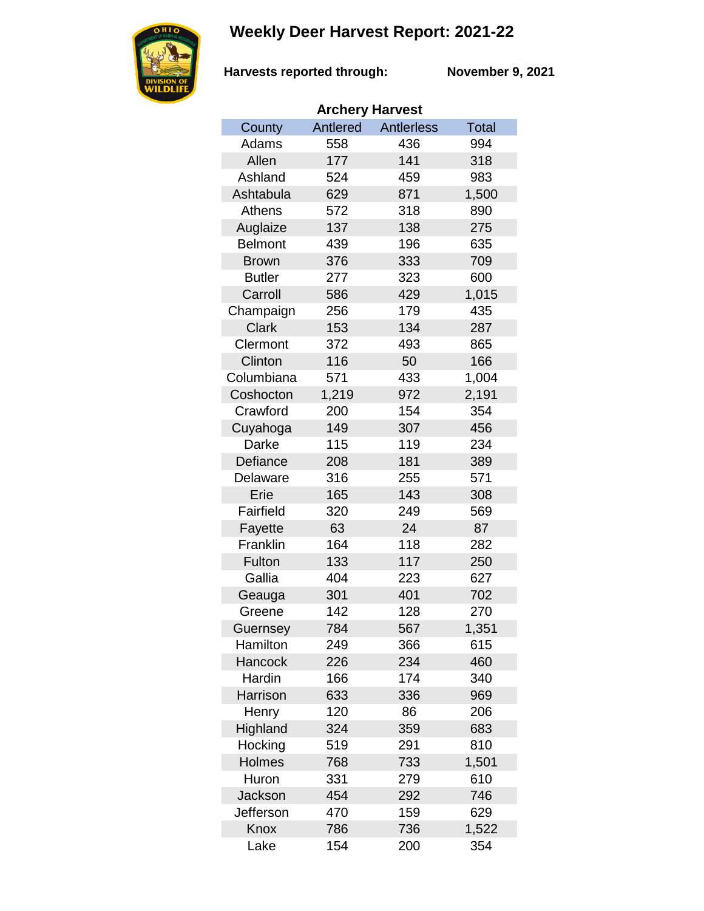# Weekly Deer Harvest Report: 2021-22

**Harvests reported through:** **November 9, 2021**

**Archery Harvest**

| County | Antlered | Antlerless | Total |
|---|---|---|---|
| Adams | 558 | 436 | 994 |
| Allen | 177 | 141 | 318 |
| Ashland | 524 | 459 | 983 |
| Ashtabula | 629 | 871 | 1,500 |
| Athens | 572 | 318 | 890 |
| Auglaize | 137 | 138 | 275 |
| Belmont | 439 | 196 | 635 |
| Brown | 376 | 333 | 709 |
| Butler | 277 | 323 | 600 |
| Carroll | 586 | 429 | 1,015 |
| Champaign | 256 | 179 | 435 |
| Clark | 153 | 134 | 287 |
| Clermont | 372 | 493 | 865 |
| Clinton | 116 | 50 | 166 |
| Columbiana | 571 | 433 | 1,004 |
| Coshocton | 1,219 | 972 | 2,191 |
| Crawford | 200 | 154 | 354 |
| Cuyahoga | 149 | 307 | 456 |
| Darke | 115 | 119 | 234 |
| Defiance | 208 | 181 | 389 |
| Delaware | 316 | 255 | 571 |
| Erie | 165 | 143 | 308 |
| Fairfield | 320 | 249 | 569 |
| Fayette | 63 | 24 | 87 |
| Franklin | 164 | 118 | 282 |
| Fulton | 133 | 117 | 250 |
| Gallia | 404 | 223 | 627 |
| Geauga | 301 | 401 | 702 |
| Greene | 142 | 128 | 270 |
| Guernsey | 784 | 567 | 1,351 |
| Hamilton | 249 | 366 | 615 |
| Hancock | 226 | 234 | 460 |
| Hardin | 166 | 174 | 340 |
| Harrison | 633 | 336 | 969 |
| Henry | 120 | 86 | 206 |
| Highland | 324 | 359 | 683 |
| Hocking | 519 | 291 | 810 |
| Holmes | 768 | 733 | 1,501 |
| Huron | 331 | 279 | 610 |
| Jackson | 454 | 292 | 746 |
| Jefferson | 470 | 159 | 629 |
| Knox | 786 | 736 | 1,522 |
| Lake | 154 | 200 | 354 |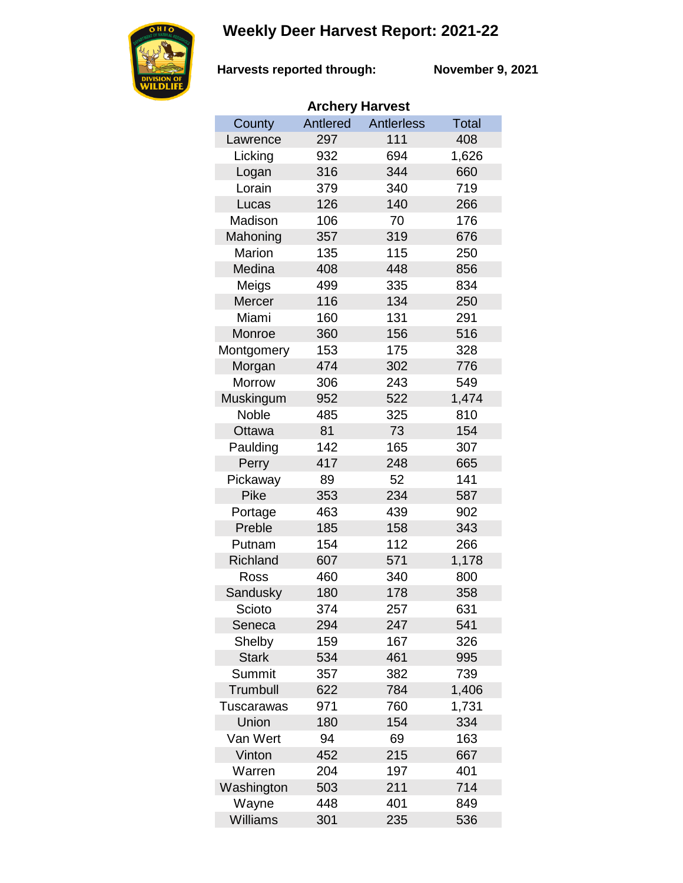# Weekly Deer Harvest Report: 2021-22

**Harvests reported through:** **November 9, 2021**

**Archery Harvest**

| County | Antlered | Antlerless | Total |
|---|---|---|---|
| Lawrence | 297 | 111 | 408 |
| Licking | 932 | 694 | 1,626 |
| Logan | 316 | 344 | 660 |
| Lorain | 379 | 340 | 719 |
| Lucas | 126 | 140 | 266 |
| Madison | 106 | 70 | 176 |
| Mahoning | 357 | 319 | 676 |
| Marion | 135 | 115 | 250 |
| Medina | 408 | 448 | 856 |
| Meigs | 499 | 335 | 834 |
| Mercer | 116 | 134 | 250 |
| Miami | 160 | 131 | 291 |
| Monroe | 360 | 156 | 516 |
| Montgomery | 153 | 175 | 328 |
| Morgan | 474 | 302 | 776 |
| Morrow | 306 | 243 | 549 |
| Muskingum | 952 | 522 | 1,474 |
| Noble | 485 | 325 | 810 |
| Ottawa | 81 | 73 | 154 |
| Paulding | 142 | 165 | 307 |
| Perry | 417 | 248 | 665 |
| Pickaway | 89 | 52 | 141 |
| Pike | 353 | 234 | 587 |
| Portage | 463 | 439 | 902 |
| Preble | 185 | 158 | 343 |
| Putnam | 154 | 112 | 266 |
| Richland | 607 | 571 | 1,178 |
| Ross | 460 | 340 | 800 |
| Sandusky | 180 | 178 | 358 |
| Scioto | 374 | 257 | 631 |
| Seneca | 294 | 247 | 541 |
| Shelby | 159 | 167 | 326 |
| Stark | 534 | 461 | 995 |
| Summit | 357 | 382 | 739 |
| Trumbull | 622 | 784 | 1,406 |
| Tuscarawas | 971 | 760 | 1,731 |
| Union | 180 | 154 | 334 |
| Van Wert | 94 | 69 | 163 |
| Vinton | 452 | 215 | 667 |
| Warren | 204 | 197 | 401 |
| Washington | 503 | 211 | 714 |
| Wayne | 448 | 401 | 849 |
| Williams | 301 | 235 | 536 |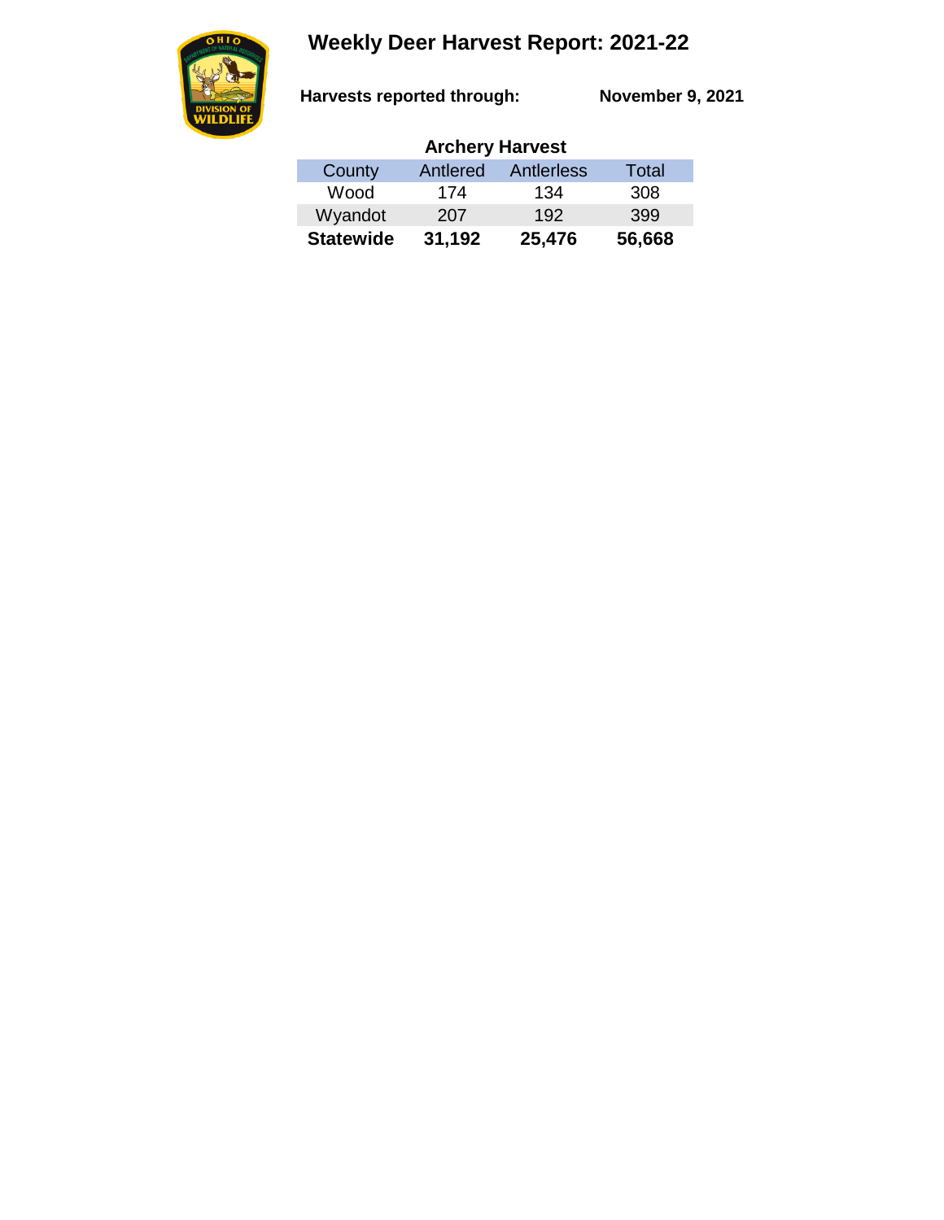# Weekly Deer Harvest Report: 2021-22

**Harvests reported through:** **November 9, 2021**

**Archery Harvest**

| County | Antlered | Antlerless | Total |
|---|---|---|---|
| Wood | 174 | 134 | 308 |
| Wyandot | 207 | 192 | 399 |
| **Statewide** | **31,192** | **25,476** | **56,668** |